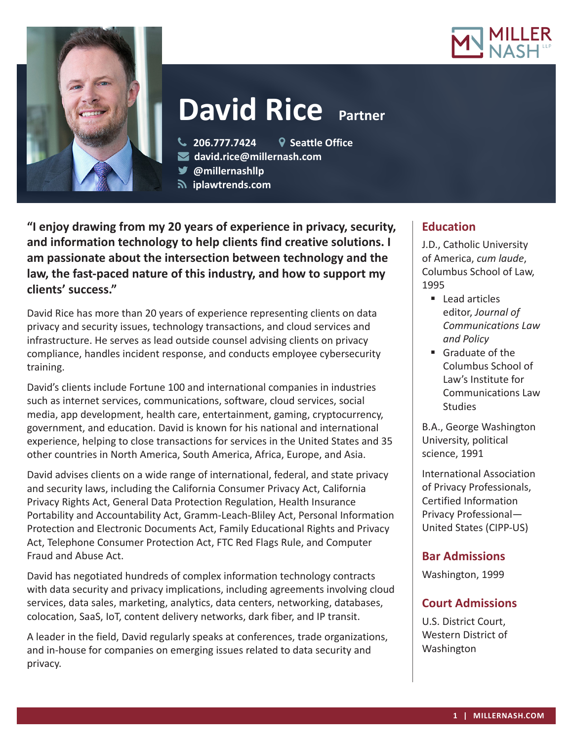# David Rice Partner

206.777.7424 | Seattle Office
david.rice@millernash.com
@millernashllp
iplawtrends.com

**"I enjoy drawing from my 20 years of experience in privacy, security, and information technology to help clients find creative solutions. I am passionate about the intersection between technology and the law, the fast-paced nature of this industry, and how to support my clients' success."**

David Rice has more than 20 years of experience representing clients on data privacy and security issues, technology transactions, and cloud services and infrastructure. He serves as lead outside counsel advising clients on privacy compliance, handles incident response, and conducts employee cybersecurity training.

David's clients include Fortune 100 and international companies in industries such as internet services, communications, software, cloud services, social media, app development, health care, entertainment, gaming, cryptocurrency, government, and education. David is known for his national and international experience, helping to close transactions for services in the United States and 35 other countries in North America, South America, Africa, Europe, and Asia.

David advises clients on a wide range of international, federal, and state privacy and security laws, including the California Consumer Privacy Act, California Privacy Rights Act, General Data Protection Regulation, Health Insurance Portability and Accountability Act, Gramm-Leach-Bliley Act, Personal Information Protection and Electronic Documents Act, Family Educational Rights and Privacy Act, Telephone Consumer Protection Act, FTC Red Flags Rule, and Computer Fraud and Abuse Act.

David has negotiated hundreds of complex information technology contracts with data security and privacy implications, including agreements involving cloud services, data sales, marketing, analytics, data centers, networking, databases, colocation, SaaS, IoT, content delivery networks, dark fiber, and IP transit.

A leader in the field, David regularly speaks at conferences, trade organizations, and in-house for companies on emerging issues related to data security and privacy.

## Education

J.D., Catholic University of America, *cum laude*, Columbus School of Law, 1995

- Lead articles editor, *Journal of Communications Law and Policy*
- Graduate of the Columbus School of Law's Institute for Communications Law Studies

B.A., George Washington University, political science, 1991

International Association of Privacy Professionals, Certified Information Privacy Professional—United States (CIPP-US)

## Bar Admissions

Washington, 1999

## Court Admissions

U.S. District Court, Western District of Washington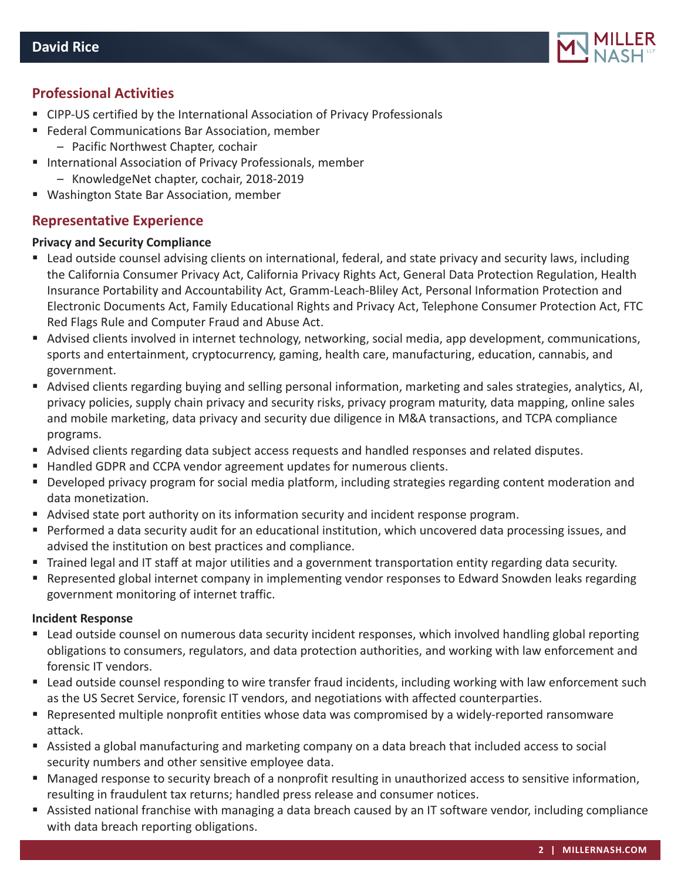## Professional Activities

- CIPP-US certified by the International Association of Privacy Professionals
- Federal Communications Bar Association, member
  - Pacific Northwest Chapter, cochair
- International Association of Privacy Professionals, member
  - KnowledgeNet chapter, cochair, 2018-2019
- Washington State Bar Association, member

## Representative Experience

**Privacy and Security Compliance**

- Lead outside counsel advising clients on international, federal, and state privacy and security laws, including the California Consumer Privacy Act, California Privacy Rights Act, General Data Protection Regulation, Health Insurance Portability and Accountability Act, Gramm-Leach-Bliley Act, Personal Information Protection and Electronic Documents Act, Family Educational Rights and Privacy Act, Telephone Consumer Protection Act, FTC Red Flags Rule and Computer Fraud and Abuse Act.
- Advised clients involved in internet technology, networking, social media, app development, communications, sports and entertainment, cryptocurrency, gaming, health care, manufacturing, education, cannabis, and government.
- Advised clients regarding buying and selling personal information, marketing and sales strategies, analytics, AI, privacy policies, supply chain privacy and security risks, privacy program maturity, data mapping, online sales and mobile marketing, data privacy and security due diligence in M&A transactions, and TCPA compliance programs.
- Advised clients regarding data subject access requests and handled responses and related disputes.
- Handled GDPR and CCPA vendor agreement updates for numerous clients.
- Developed privacy program for social media platform, including strategies regarding content moderation and data monetization.
- Advised state port authority on its information security and incident response program.
- Performed a data security audit for an educational institution, which uncovered data processing issues, and advised the institution on best practices and compliance.
- Trained legal and IT staff at major utilities and a government transportation entity regarding data security.
- Represented global internet company in implementing vendor responses to Edward Snowden leaks regarding government monitoring of internet traffic.

**Incident Response**

- Lead outside counsel on numerous data security incident responses, which involved handling global reporting obligations to consumers, regulators, and data protection authorities, and working with law enforcement and forensic IT vendors.
- Lead outside counsel responding to wire transfer fraud incidents, including working with law enforcement such as the US Secret Service, forensic IT vendors, and negotiations with affected counterparties.
- Represented multiple nonprofit entities whose data was compromised by a widely-reported ransomware attack.
- Assisted a global manufacturing and marketing company on a data breach that included access to social security numbers and other sensitive employee data.
- Managed response to security breach of a nonprofit resulting in unauthorized access to sensitive information, resulting in fraudulent tax returns; handled press release and consumer notices.
- Assisted national franchise with managing a data breach caused by an IT software vendor, including compliance with data breach reporting obligations.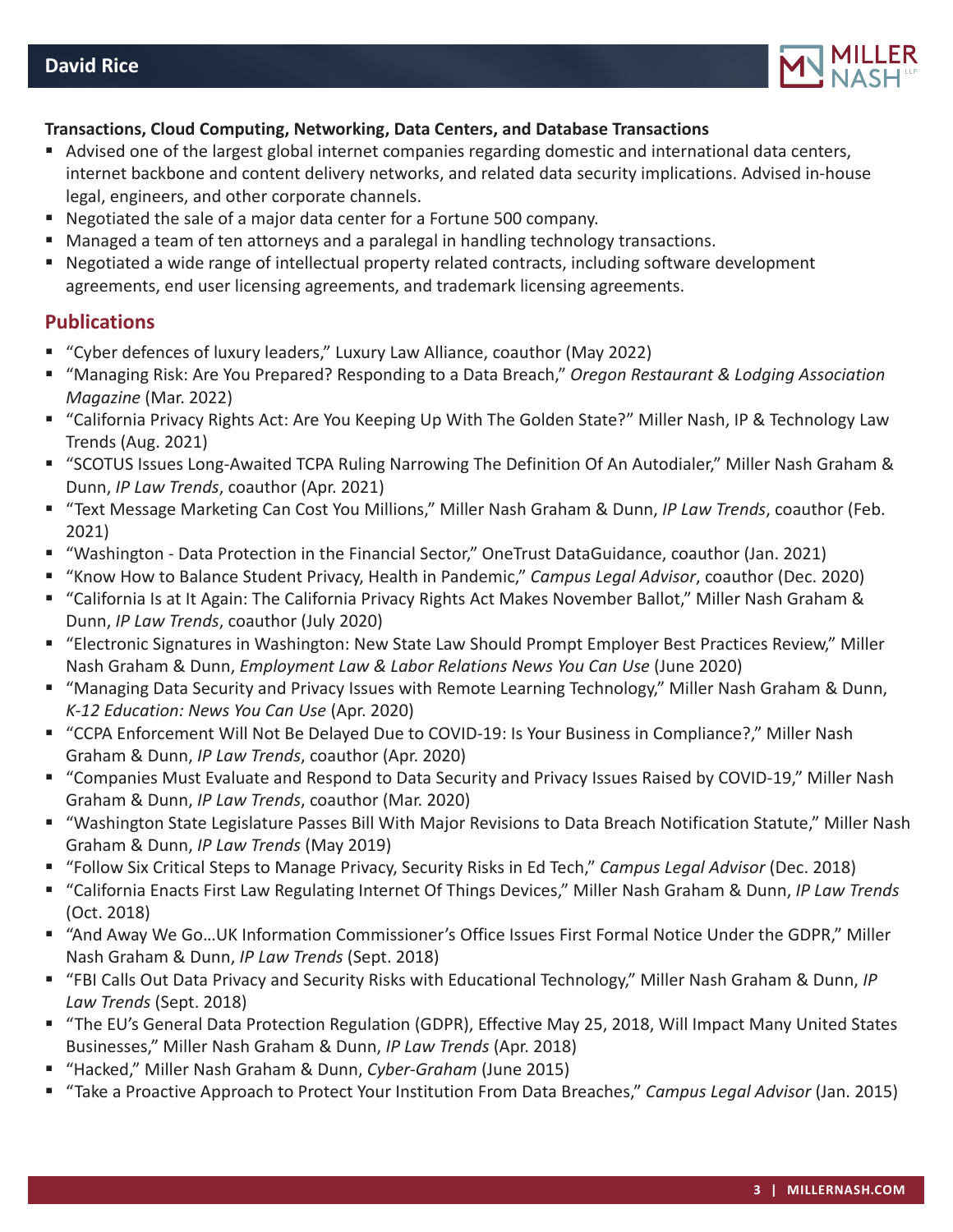**Transactions, Cloud Computing, Networking, Data Centers, and Database Transactions**

- Advised one of the largest global internet companies regarding domestic and international data centers, internet backbone and content delivery networks, and related data security implications. Advised in-house legal, engineers, and other corporate channels.
- Negotiated the sale of a major data center for a Fortune 500 company.
- Managed a team of ten attorneys and a paralegal in handling technology transactions.
- Negotiated a wide range of intellectual property related contracts, including software development agreements, end user licensing agreements, and trademark licensing agreements.

## Publications

- "Cyber defences of luxury leaders," Luxury Law Alliance, coauthor (May 2022)
- "Managing Risk: Are You Prepared? Responding to a Data Breach," *Oregon Restaurant & Lodging Association Magazine* (Mar. 2022)
- "California Privacy Rights Act: Are You Keeping Up With The Golden State?" Miller Nash, IP & Technology Law Trends (Aug. 2021)
- "SCOTUS Issues Long-Awaited TCPA Ruling Narrowing The Definition Of An Autodialer," Miller Nash Graham & Dunn, *IP Law Trends*, coauthor (Apr. 2021)
- "Text Message Marketing Can Cost You Millions," Miller Nash Graham & Dunn, *IP Law Trends*, coauthor (Feb. 2021)
- "Washington - Data Protection in the Financial Sector," OneTrust DataGuidance, coauthor (Jan. 2021)
- "Know How to Balance Student Privacy, Health in Pandemic," *Campus Legal Advisor*, coauthor (Dec. 2020)
- "California Is at It Again: The California Privacy Rights Act Makes November Ballot," Miller Nash Graham & Dunn, *IP Law Trends*, coauthor (July 2020)
- "Electronic Signatures in Washington: New State Law Should Prompt Employer Best Practices Review," Miller Nash Graham & Dunn, *Employment Law & Labor Relations News You Can Use* (June 2020)
- "Managing Data Security and Privacy Issues with Remote Learning Technology," Miller Nash Graham & Dunn, *K-12 Education: News You Can Use* (Apr. 2020)
- "CCPA Enforcement Will Not Be Delayed Due to COVID-19: Is Your Business in Compliance?," Miller Nash Graham & Dunn, *IP Law Trends*, coauthor (Apr. 2020)
- "Companies Must Evaluate and Respond to Data Security and Privacy Issues Raised by COVID-19," Miller Nash Graham & Dunn, *IP Law Trends*, coauthor (Mar. 2020)
- "Washington State Legislature Passes Bill With Major Revisions to Data Breach Notification Statute," Miller Nash Graham & Dunn, *IP Law Trends* (May 2019)
- "Follow Six Critical Steps to Manage Privacy, Security Risks in Ed Tech," *Campus Legal Advisor* (Dec. 2018)
- "California Enacts First Law Regulating Internet Of Things Devices," Miller Nash Graham & Dunn, *IP Law Trends* (Oct. 2018)
- "And Away We Go…UK Information Commissioner's Office Issues First Formal Notice Under the GDPR," Miller Nash Graham & Dunn, *IP Law Trends* (Sept. 2018)
- "FBI Calls Out Data Privacy and Security Risks with Educational Technology," Miller Nash Graham & Dunn, *IP Law Trends* (Sept. 2018)
- "The EU's General Data Protection Regulation (GDPR), Effective May 25, 2018, Will Impact Many United States Businesses," Miller Nash Graham & Dunn, *IP Law Trends* (Apr. 2018)
- "Hacked," Miller Nash Graham & Dunn, *Cyber-Graham* (June 2015)
- "Take a Proactive Approach to Protect Your Institution From Data Breaches," *Campus Legal Advisor* (Jan. 2015)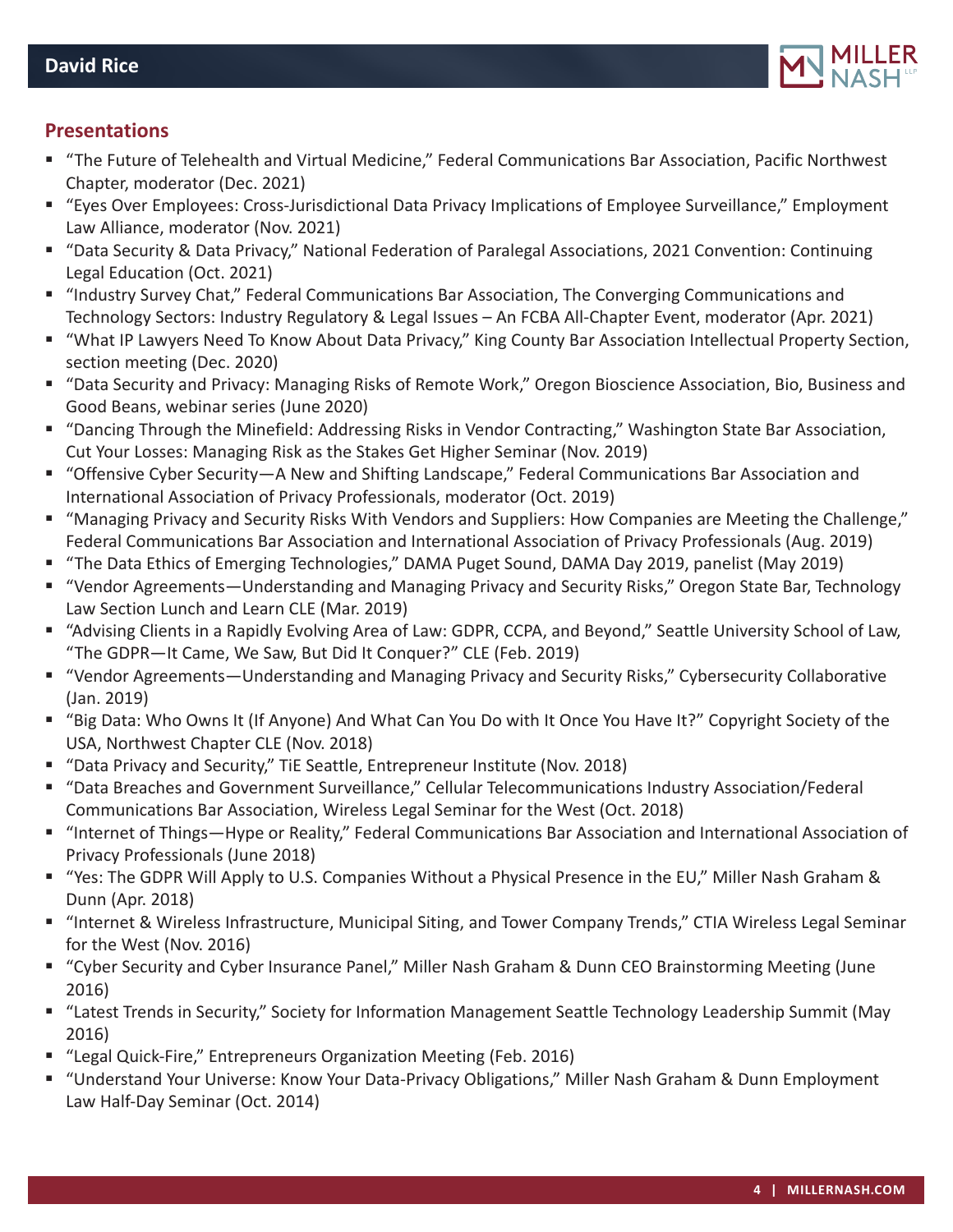## Presentations

- "The Future of Telehealth and Virtual Medicine," Federal Communications Bar Association, Pacific Northwest Chapter, moderator (Dec. 2021)
- "Eyes Over Employees: Cross-Jurisdictional Data Privacy Implications of Employee Surveillance," Employment Law Alliance, moderator (Nov. 2021)
- "Data Security & Data Privacy," National Federation of Paralegal Associations, 2021 Convention: Continuing Legal Education (Oct. 2021)
- "Industry Survey Chat," Federal Communications Bar Association, The Converging Communications and Technology Sectors: Industry Regulatory & Legal Issues – An FCBA All-Chapter Event, moderator (Apr. 2021)
- "What IP Lawyers Need To Know About Data Privacy," King County Bar Association Intellectual Property Section, section meeting (Dec. 2020)
- "Data Security and Privacy: Managing Risks of Remote Work," Oregon Bioscience Association, Bio, Business and Good Beans, webinar series (June 2020)
- "Dancing Through the Minefield: Addressing Risks in Vendor Contracting," Washington State Bar Association, Cut Your Losses: Managing Risk as the Stakes Get Higher Seminar (Nov. 2019)
- "Offensive Cyber Security—A New and Shifting Landscape," Federal Communications Bar Association and International Association of Privacy Professionals, moderator (Oct. 2019)
- "Managing Privacy and Security Risks With Vendors and Suppliers: How Companies are Meeting the Challenge," Federal Communications Bar Association and International Association of Privacy Professionals (Aug. 2019)
- "The Data Ethics of Emerging Technologies," DAMA Puget Sound, DAMA Day 2019, panelist (May 2019)
- "Vendor Agreements—Understanding and Managing Privacy and Security Risks," Oregon State Bar, Technology Law Section Lunch and Learn CLE (Mar. 2019)
- "Advising Clients in a Rapidly Evolving Area of Law: GDPR, CCPA, and Beyond," Seattle University School of Law, "The GDPR—It Came, We Saw, But Did It Conquer?" CLE (Feb. 2019)
- "Vendor Agreements—Understanding and Managing Privacy and Security Risks," Cybersecurity Collaborative (Jan. 2019)
- "Big Data: Who Owns It (If Anyone) And What Can You Do with It Once You Have It?" Copyright Society of the USA, Northwest Chapter CLE (Nov. 2018)
- "Data Privacy and Security," TiE Seattle, Entrepreneur Institute (Nov. 2018)
- "Data Breaches and Government Surveillance," Cellular Telecommunications Industry Association/Federal Communications Bar Association, Wireless Legal Seminar for the West (Oct. 2018)
- "Internet of Things—Hype or Reality," Federal Communications Bar Association and International Association of Privacy Professionals (June 2018)
- "Yes: The GDPR Will Apply to U.S. Companies Without a Physical Presence in the EU," Miller Nash Graham & Dunn (Apr. 2018)
- "Internet & Wireless Infrastructure, Municipal Siting, and Tower Company Trends," CTIA Wireless Legal Seminar for the West (Nov. 2016)
- "Cyber Security and Cyber Insurance Panel," Miller Nash Graham & Dunn CEO Brainstorming Meeting (June 2016)
- "Latest Trends in Security," Society for Information Management Seattle Technology Leadership Summit (May 2016)
- "Legal Quick-Fire," Entrepreneurs Organization Meeting (Feb. 2016)
- "Understand Your Universe: Know Your Data-Privacy Obligations," Miller Nash Graham & Dunn Employment Law Half-Day Seminar (Oct. 2014)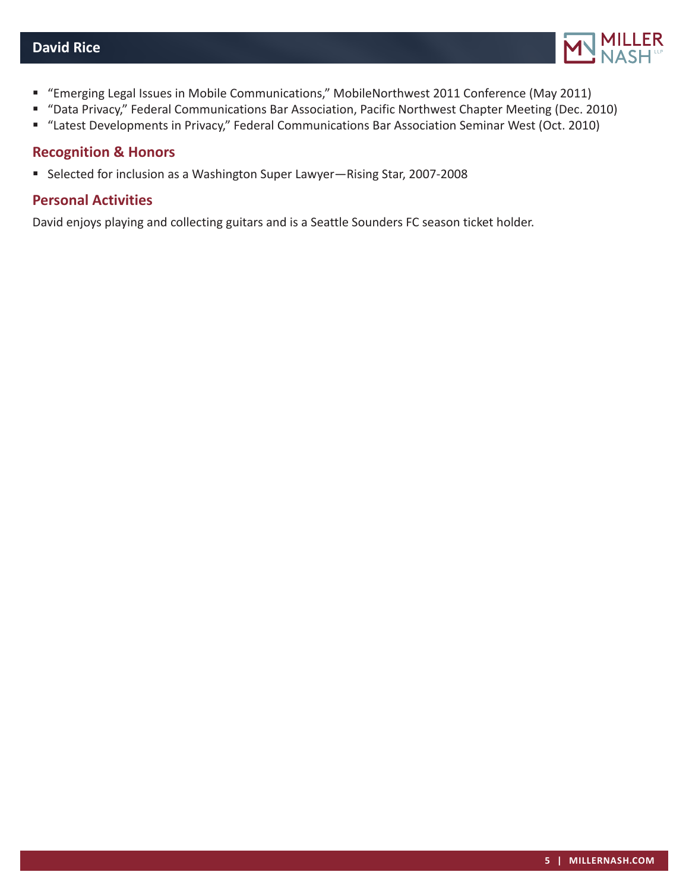- "Emerging Legal Issues in Mobile Communications," MobileNorthwest 2011 Conference (May 2011)
- "Data Privacy," Federal Communications Bar Association, Pacific Northwest Chapter Meeting (Dec. 2010)
- "Latest Developments in Privacy," Federal Communications Bar Association Seminar West (Oct. 2010)

## Recognition & Honors

- Selected for inclusion as a Washington Super Lawyer—Rising Star, 2007-2008

## Personal Activities

David enjoys playing and collecting guitars and is a Seattle Sounders FC season ticket holder.